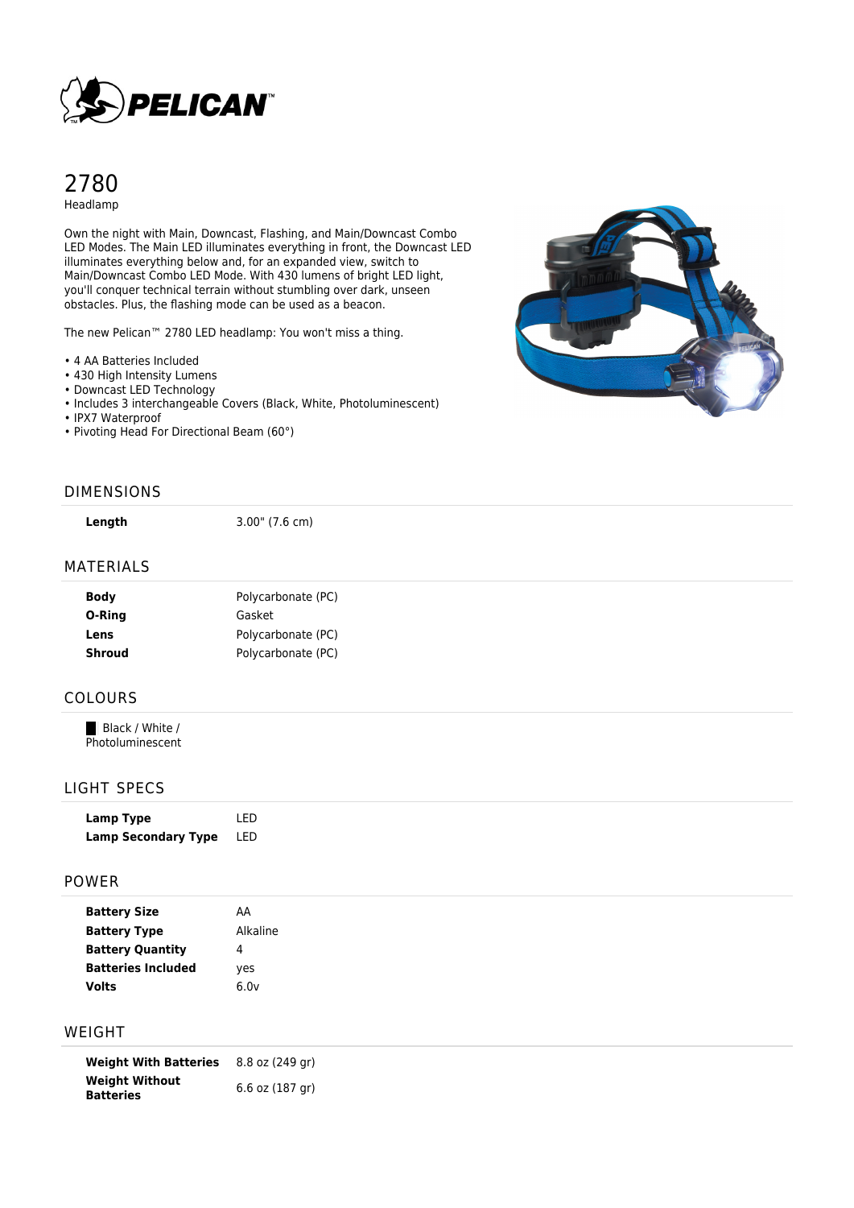PELICAN™

# 2780

Headlamp

Own the night with Main, Downcast, Flashing, and Main/Downcast Combo LED Modes. The Main LED illuminates everything in front, the Downcast LED illuminates everything below and, for an expanded view, switch to Main/Downcast Combo LED Mode. With 430 lumens of bright LED light, you'll conquer technical terrain without stumbling over dark, unseen obstacles. Plus, the flashing mode can be used as a beacon.

The new Pelican™ 2780 LED headlamp: You won't miss a thing.

- 4 AA Batteries Included
- 430 High Intensity Lumens
- Downcast LED Technology
- Includes 3 interchangeable Covers (Black, White, Photoluminescent)
- IPX7 Waterproof
- Pivoting Head For Directional Beam (60°)

## DIMENSIONS

| | |
|---|---|
| **Length** | 3.00" (7.6 cm) |

## MATERIALS

| | |
|---|---|
| **Body** | Polycarbonate (PC) |
| **O-Ring** | Gasket |
| **Lens** | Polycarbonate (PC) |
| **Shroud** | Polycarbonate (PC) |

## COLOURS

Black / White / Photoluminescent

## LIGHT SPECS

| | |
|---|---|
| **Lamp Type** | LED |
| **Lamp Secondary Type** | LED |

## POWER

| | |
|---|---|
| **Battery Size** | AA |
| **Battery Type** | Alkaline |
| **Battery Quantity** | 4 |
| **Batteries Included** | yes |
| **Volts** | 6.0v |

## WEIGHT

| | |
|---|---|
| **Weight With Batteries** | 8.8 oz (249 gr) |
| **Weight Without Batteries** | 6.6 oz (187 gr) |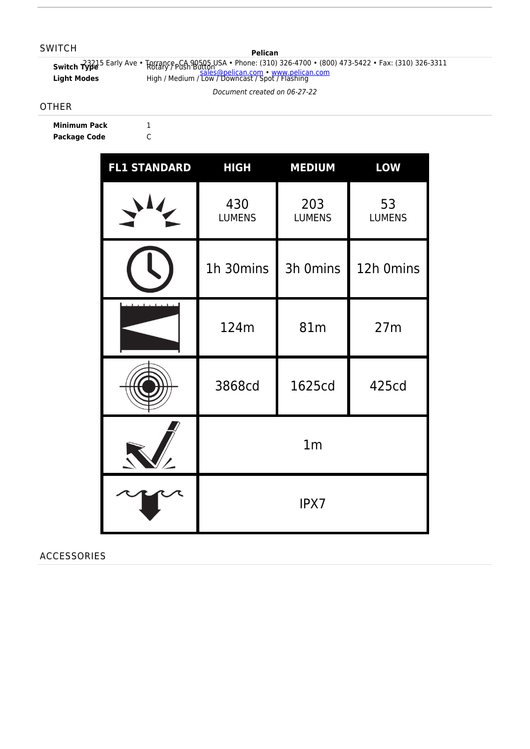## SWITCH

| | |
|---|---|
| **Switch Type** | Rotary / Push Button |
| **Light Modes** | High / Medium / Low / Downcast / Spot / Flashing |

## OTHER

| | |
|---|---|
| **Minimum Pack** | 1 |
| **Package Code** | C |

| FL1 STANDARD | HIGH | MEDIUM | LOW |
|---|---|---|---|
| | 430 LUMENS | 203 LUMENS | 53 LUMENS |
| | 1h 30mins | 3h 0mins | 12h 0mins |
| | 124m | 81m | 27m |
| | 3868cd | 1625cd | 425cd |
| | 1m | | |
| | IPX7 | | |

## ACCESSORIES